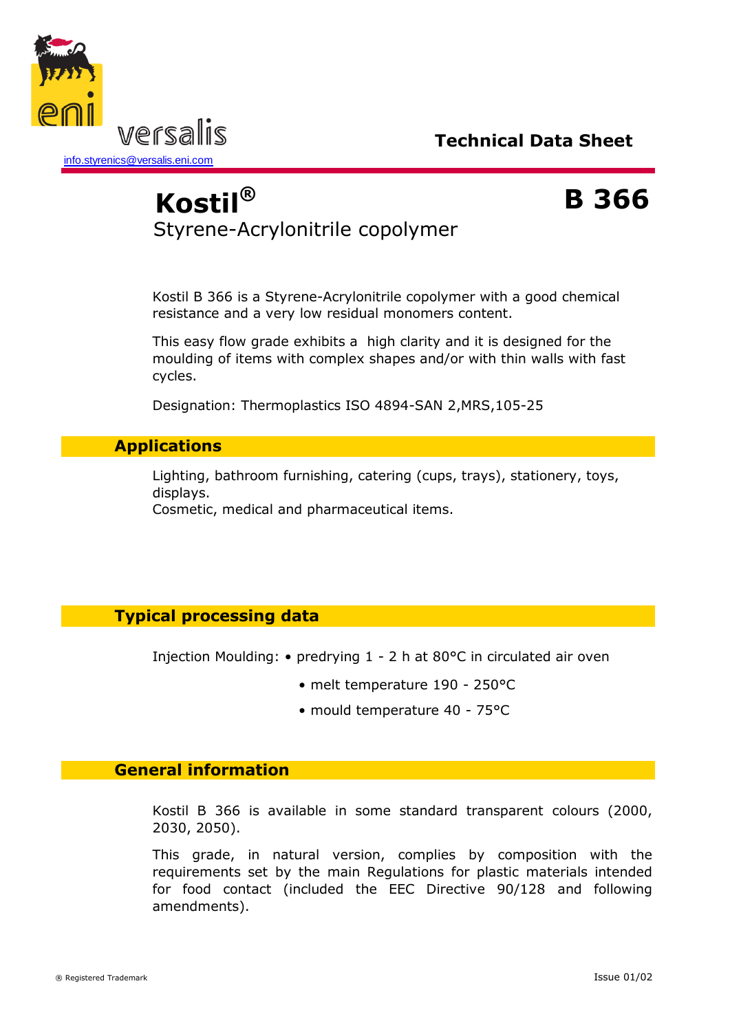versalis

info.styrenics@versalis.eni.com

**Technical Data Sheet**

# Kostil® B 366

Styrene-Acrylonitrile copolymer

Kostil B 366 is a Styrene-Acrylonitrile copolymer with a good chemical resistance and a very low residual monomers content.

This easy flow grade exhibits a high clarity and it is designed for the moulding of items with complex shapes and/or with thin walls with fast cycles.

Designation: Thermoplastics ISO 4894-SAN 2,MRS,105-25

## Applications

Lighting, bathroom furnishing, catering (cups, trays), stationery, toys, displays.
Cosmetic, medical and pharmaceutical items.

## Typical processing data

Injection Moulding:
- predrying 1 - 2 h at 80°C in circulated air oven
- melt temperature 190 - 250°C
- mould temperature 40 - 75°C

## General information

Kostil B 366 is available in some standard transparent colours (2000, 2030, 2050).

This grade, in natural version, complies by composition with the requirements set by the main Regulations for plastic materials intended for food contact (included the EEC Directive 90/128 and following amendments).

® Registered Trademark

Issue 01/02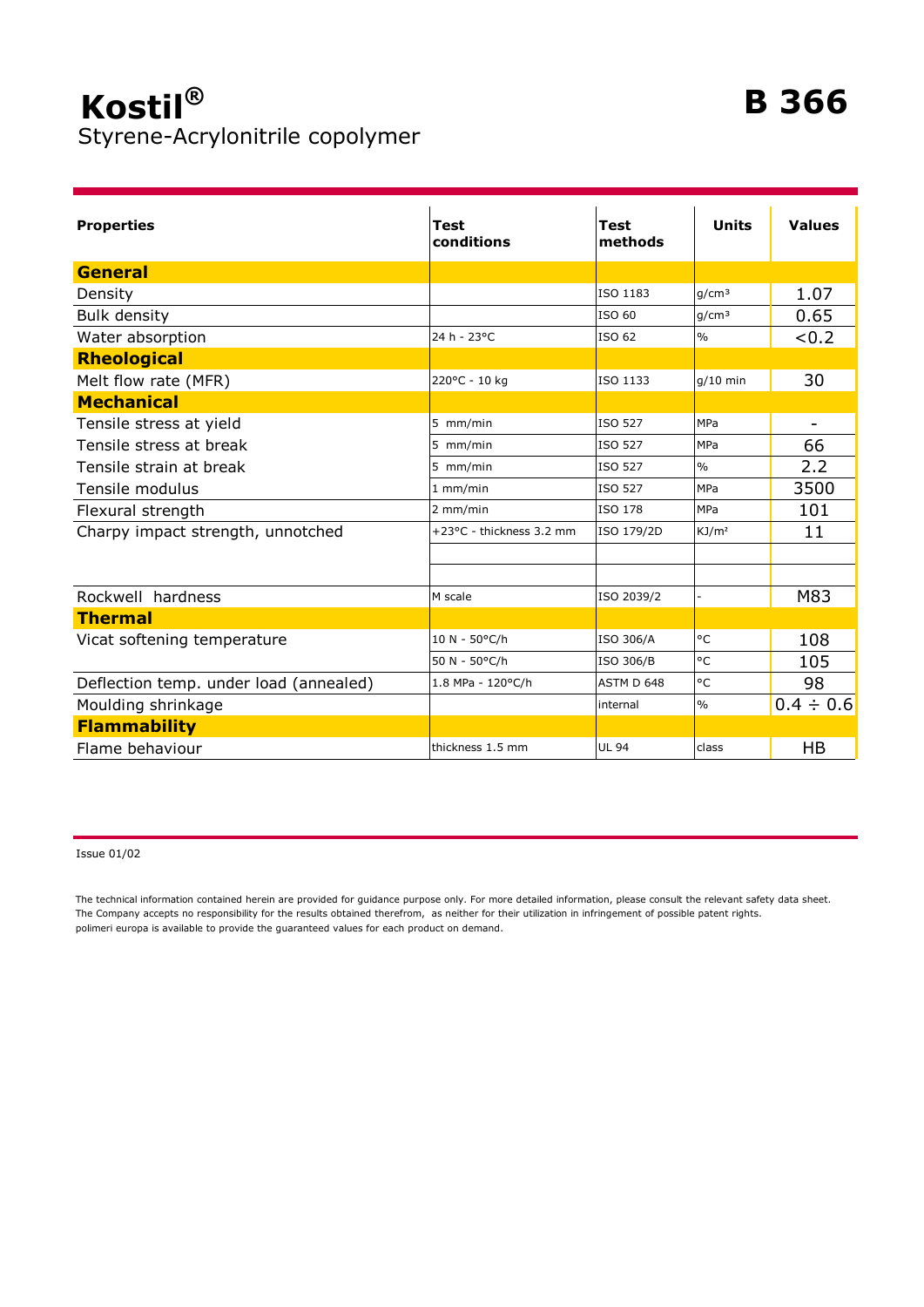# Kostil®

Styrene-Acrylonitrile copolymer

**B 366**

| Properties | Test conditions | Test methods | Units | Values |
|---|---|---|---|---|
| **General** | | | | |
| Density | | ISO 1183 | g/cm³ | 1.07 |
| Bulk density | | ISO 60 | g/cm³ | 0.65 |
| Water absorption | 24 h - 23°C | ISO 62 | % | <0.2 |
| **Rheological** | | | | |
| Melt flow rate (MFR) | 220°C - 10 kg | ISO 1133 | g/10 min | 30 |
| **Mechanical** | | | | |
| Tensile stress at yield | 5 mm/min | ISO 527 | MPa | - |
| Tensile stress at break | 5 mm/min | ISO 527 | MPa | 66 |
| Tensile strain at break | 5 mm/min | ISO 527 | % | 2.2 |
| Tensile modulus | 1 mm/min | ISO 527 | MPa | 3500 |
| Flexural strength | 2 mm/min | ISO 178 | MPa | 101 |
| Charpy impact strength, unnotched | +23°C - thickness 3.2 mm | ISO 179/2D | KJ/m² | 11 |
| | | | | |
| | | | | |
| Rockwell hardness | M scale | ISO 2039/2 | - | M83 |
| **Thermal** | | | | |
| Vicat softening temperature | 10 N - 50°C/h | ISO 306/A | °C | 108 |
| | 50 N - 50°C/h | ISO 306/B | °C | 105 |
| Deflection temp. under load (annealed) | 1.8 MPa - 120°C/h | ASTM D 648 | °C | 98 |
| Moulding shrinkage | | internal | % | 0.4 ÷ 0.6 |
| **Flammability** | | | | |
| Flame behaviour | thickness 1.5 mm | UL 94 | class | HB |

Issue 01/02

The technical information contained herein are provided for guidance purpose only. For more detailed information, please consult the relevant safety data sheet.
The Company accepts no responsibility for the results obtained therefrom, as neither for their utilization in infringement of possible patent rights.
polimeri europa is available to provide the guaranteed values for each product on demand.